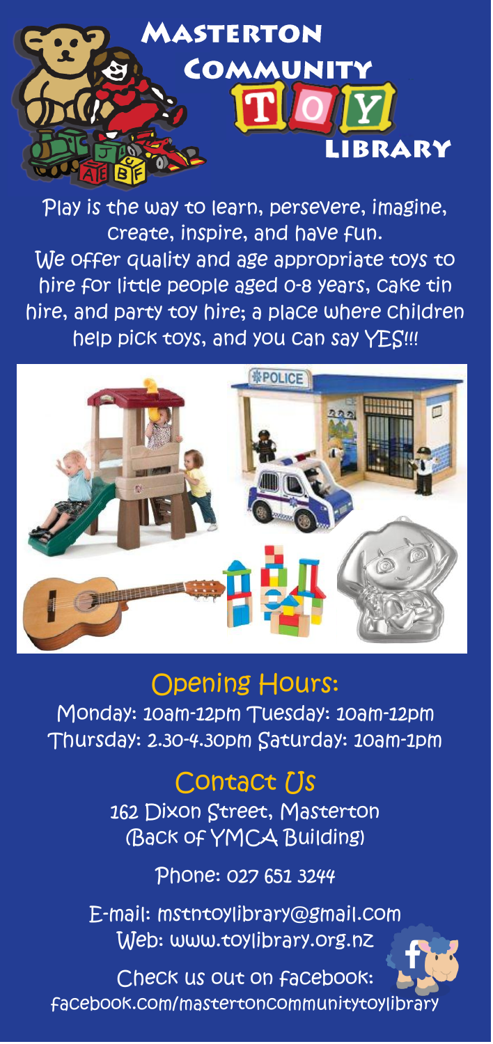# Masterton Community Toy Library

Play is the way to learn, persevere, imagine, create, inspire, and have fun.
We offer quality and age appropriate toys to hire for little people aged 0-8 years, cake tin hire, and party toy hire; a place where children help pick toys, and you can say YES!!!

## Opening Hours:

Monday: 10am-12pm Tuesday: 10am-12pm
Thursday: 2.30-4.30pm Saturday: 10am-1pm

## Contact Us

162 Dixon Street, Masterton
(Back of YMCA Building)

Phone: 027 651 3244

E-mail: mstntoylibrary@gmail.com
Web: www.toylibrary.org.nz

Check us out on facebook:
facebook.com/mastertoncommunitytoylibrary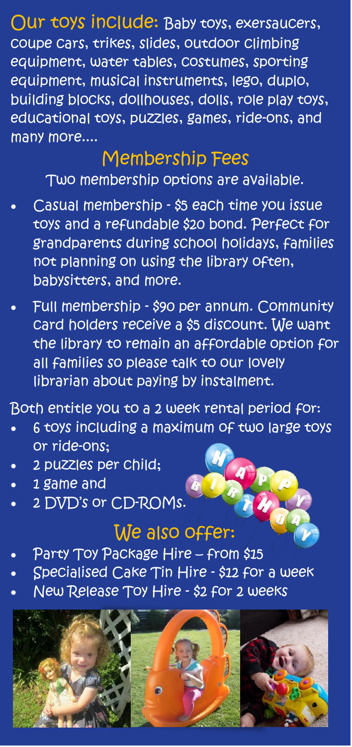**Our toys include:** Baby toys, exersaucers, coupe cars, trikes, slides, outdoor climbing equipment, water tables, costumes, sporting equipment, musical instruments, lego, duplo, building blocks, dollhouses, dolls, role play toys, educational toys, puzzles, games, ride-ons, and many more....

## Membership Fees

Two membership options are available.

- Casual membership - $5 each time you issue toys and a refundable $20 bond. Perfect for grandparents during school holidays, families not planning on using the library often, babysitters, and more.
- Full membership - $90 per annum. Community card holders receive a $5 discount. We want the library to remain an affordable option for all families so please talk to our lovely librarian about paying by instalment.

Both entitle you to a 2 week rental period for:

- 6 toys including a maximum of two large toys or ride-ons;
- 2 puzzles per child;
- 1 game and
- 2 DVD's or CD-ROMs.

## We also offer:

- Party Toy Package Hire – from $15
- Specialised Cake Tin Hire - $12 for a week
- New Release Toy Hire - $2 for 2 weeks